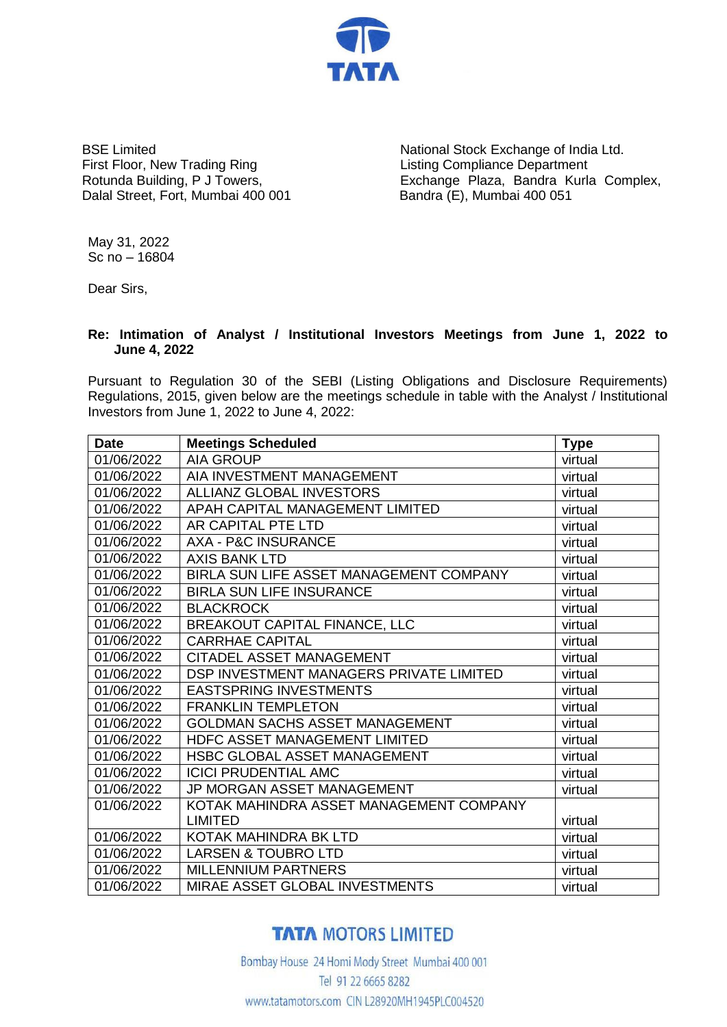TATA

BSE Limited
First Floor, New Trading Ring
Rotunda Building, P J Towers,
Dalal Street, Fort, Mumbai 400 001

National Stock Exchange of India Ltd.
Listing Compliance Department
Exchange Plaza, Bandra Kurla Complex,
Bandra (E), Mumbai 400 051

May 31, 2022
Sc no – 16804

Dear Sirs,

**Re: Intimation of Analyst / Institutional Investors Meetings from June 1, 2022 to June 4, 2022**

Pursuant to Regulation 30 of the SEBI (Listing Obligations and Disclosure Requirements) Regulations, 2015, given below are the meetings schedule in table with the Analyst / Institutional Investors from June 1, 2022 to June 4, 2022:

| Date | Meetings Scheduled | Type |
|---|---|---|
| 01/06/2022 | AIA GROUP | virtual |
| 01/06/2022 | AIA INVESTMENT MANAGEMENT | virtual |
| 01/06/2022 | ALLIANZ GLOBAL INVESTORS | virtual |
| 01/06/2022 | APAH CAPITAL MANAGEMENT LIMITED | virtual |
| 01/06/2022 | AR CAPITAL PTE LTD | virtual |
| 01/06/2022 | AXA - P&C INSURANCE | virtual |
| 01/06/2022 | AXIS BANK LTD | virtual |
| 01/06/2022 | BIRLA SUN LIFE ASSET MANAGEMENT COMPANY | virtual |
| 01/06/2022 | BIRLA SUN LIFE INSURANCE | virtual |
| 01/06/2022 | BLACKROCK | virtual |
| 01/06/2022 | BREAKOUT CAPITAL FINANCE, LLC | virtual |
| 01/06/2022 | CARRHAE CAPITAL | virtual |
| 01/06/2022 | CITADEL ASSET MANAGEMENT | virtual |
| 01/06/2022 | DSP INVESTMENT MANAGERS PRIVATE LIMITED | virtual |
| 01/06/2022 | EASTSPRING INVESTMENTS | virtual |
| 01/06/2022 | FRANKLIN TEMPLETON | virtual |
| 01/06/2022 | GOLDMAN SACHS ASSET MANAGEMENT | virtual |
| 01/06/2022 | HDFC ASSET MANAGEMENT LIMITED | virtual |
| 01/06/2022 | HSBC GLOBAL ASSET MANAGEMENT | virtual |
| 01/06/2022 | ICICI PRUDENTIAL AMC | virtual |
| 01/06/2022 | JP MORGAN ASSET MANAGEMENT | virtual |
| 01/06/2022 | KOTAK MAHINDRA ASSET MANAGEMENT COMPANY LIMITED | virtual |
| 01/06/2022 | KOTAK MAHINDRA BK LTD | virtual |
| 01/06/2022 | LARSEN & TOUBRO LTD | virtual |
| 01/06/2022 | MILLENNIUM PARTNERS | virtual |
| 01/06/2022 | MIRAE ASSET GLOBAL INVESTMENTS | virtual |

**TATA MOTORS LIMITED**

Bombay House 24 Homi Mody Street Mumbai 400 001
Tel 91 22 6665 8282
www.tatamotors.com CIN L28920MH1945PLC004520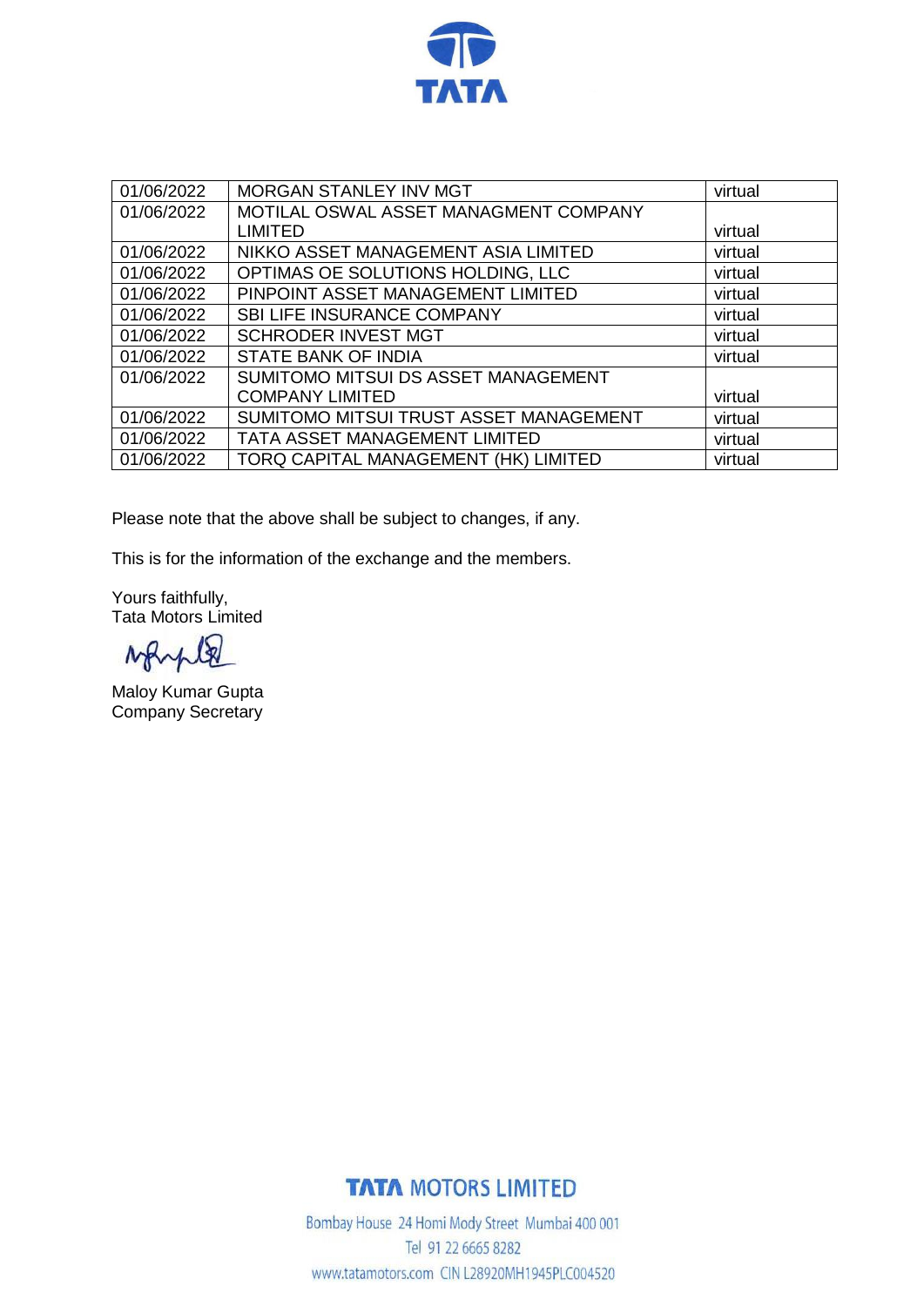| | | |
|---|---|---|
| 01/06/2022 | MORGAN STANLEY INV MGT | virtual |
| 01/06/2022 | MOTILAL OSWAL ASSET MANAGMENT COMPANY LIMITED | virtual |
| 01/06/2022 | NIKKO ASSET MANAGEMENT ASIA LIMITED | virtual |
| 01/06/2022 | OPTIMAS OE SOLUTIONS HOLDING, LLC | virtual |
| 01/06/2022 | PINPOINT ASSET MANAGEMENT LIMITED | virtual |
| 01/06/2022 | SBI LIFE INSURANCE COMPANY | virtual |
| 01/06/2022 | SCHRODER INVEST MGT | virtual |
| 01/06/2022 | STATE BANK OF INDIA | virtual |
| 01/06/2022 | SUMITOMO MITSUI DS ASSET MANAGEMENT COMPANY LIMITED | virtual |
| 01/06/2022 | SUMITOMO MITSUI TRUST ASSET MANAGEMENT | virtual |
| 01/06/2022 | TATA ASSET MANAGEMENT LIMITED | virtual |
| 01/06/2022 | TORQ CAPITAL MANAGEMENT (HK) LIMITED | virtual |

Please note that the above shall be subject to changes, if any.

This is for the information of the exchange and the members.

Yours faithfully,
Tata Motors Limited

Maloy Kumar Gupta
Company Secretary

**TATA MOTORS LIMITED**

Bombay House 24 Homi Mody Street Mumbai 400 001
Tel 91 22 6665 8282
www.tatamotors.com CIN L28920MH1945PLC004520